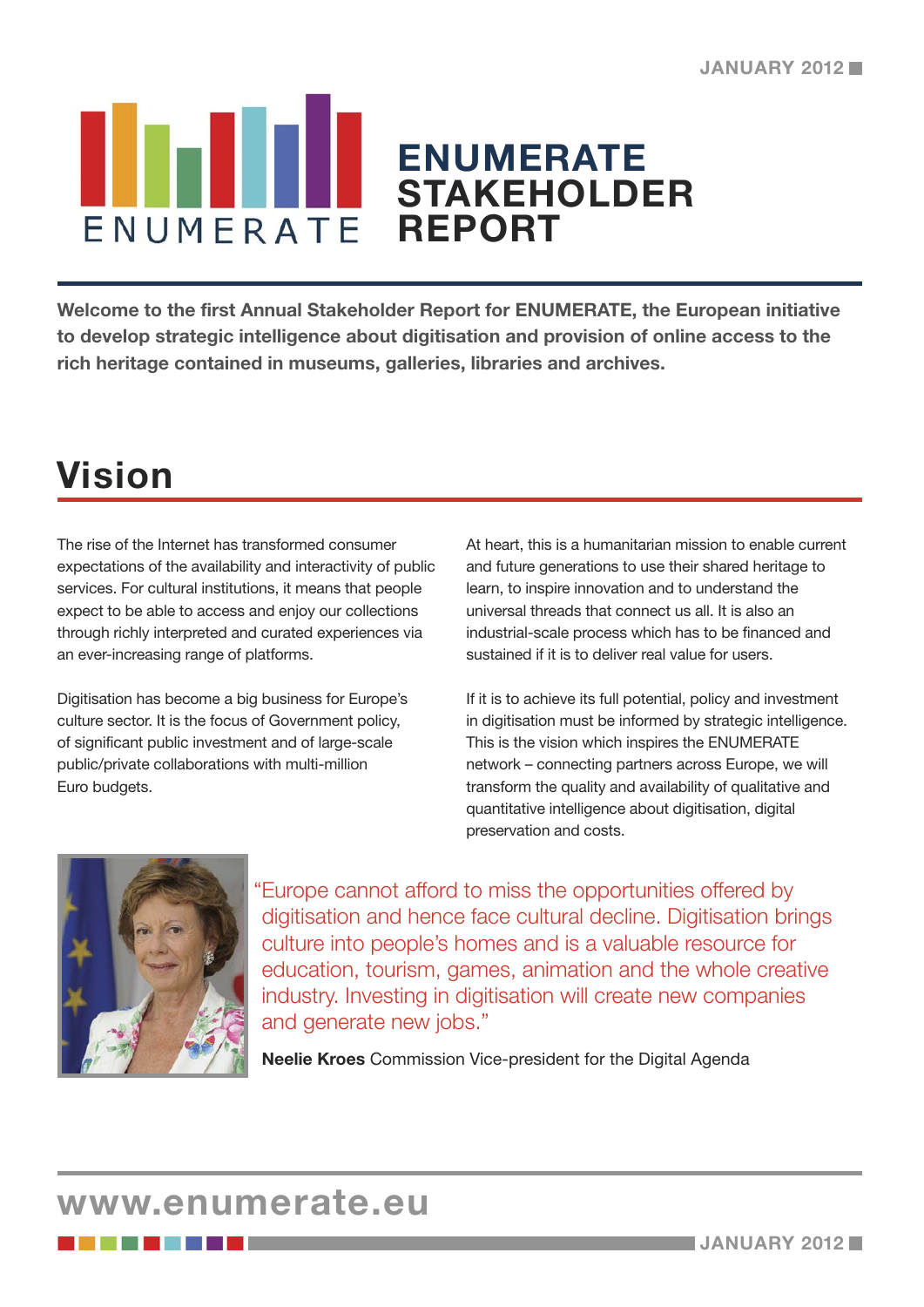# ENUMERATE STAKEHOLDER REPORT

**Welcome to the first Annual Stakeholder Report for ENUMERATE, the European initiative to develop strategic intelligence about digitisation and provision of online access to the rich heritage contained in museums, galleries, libraries and archives.**

## Vision

The rise of the Internet has transformed consumer expectations of the availability and interactivity of public services. For cultural institutions, it means that people expect to be able to access and enjoy our collections through richly interpreted and curated experiences via an ever-increasing range of platforms.

Digitisation has become a big business for Europe's culture sector. It is the focus of Government policy, of significant public investment and of large-scale public/private collaborations with multi-million Euro budgets.

At heart, this is a humanitarian mission to enable current and future generations to use their shared heritage to learn, to inspire innovation and to understand the universal threads that connect us all. It is also an industrial-scale process which has to be financed and sustained if it is to deliver real value for users.

If it is to achieve its full potential, policy and investment in digitisation must be informed by strategic intelligence. This is the vision which inspires the ENUMERATE network – connecting partners across Europe, we will transform the quality and availability of qualitative and quantitative intelligence about digitisation, digital preservation and costs.

"Europe cannot afford to miss the opportunities offered by digitisation and hence face cultural decline. Digitisation brings culture into people's homes and is a valuable resource for education, tourism, games, animation and the whole creative industry. Investing in digitisation will create new companies and generate new jobs."

**Neelie Kroes** Commission Vice-president for the Digital Agenda

www.enumerate.eu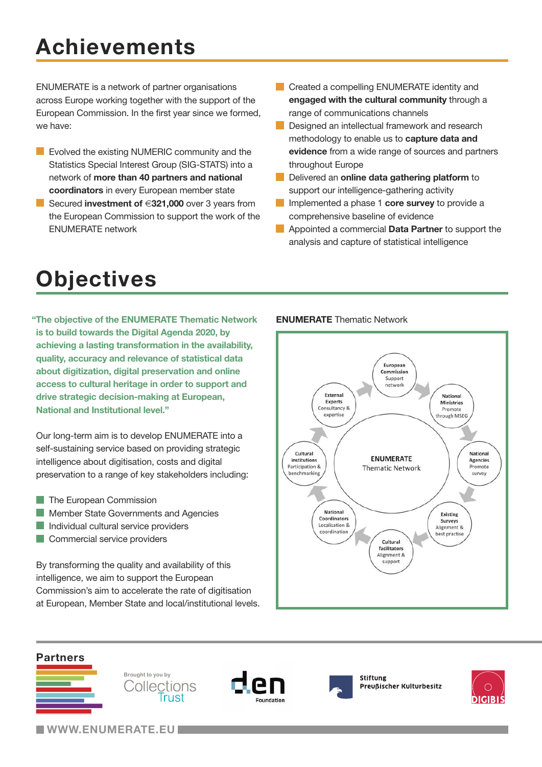# Achievements

ENUMERATE is a network of partner organisations across Europe working together with the support of the European Commission. In the first year since we formed, we have:

- Evolved the existing NUMERIC community and the Statistics Special Interest Group (SIG-STATS) into a network of **more than 40 partners and national coordinators** in every European member state
- Secured **investment of €321,000** over 3 years from the European Commission to support the work of the ENUMERATE network
- Created a compelling ENUMERATE identity and **engaged with the cultural community** through a range of communications channels
- Designed an intellectual framework and research methodology to enable us to **capture data and evidence** from a wide range of sources and partners throughout Europe
- Delivered an **online data gathering platform** to support our intelligence-gathering activity
- Implemented a phase 1 **core survey** to provide a comprehensive baseline of evidence
- Appointed a commercial **Data Partner** to support the analysis and capture of statistical intelligence

# Objectives

**"The objective of the ENUMERATE Thematic Network is to build towards the Digital Agenda 2020, by achieving a lasting transformation in the availability, quality, accuracy and relevance of statistical data about digitization, digital preservation and online access to cultural heritage in order to support and drive strategic decision-making at European, National and Institutional level."**

Our long-term aim is to develop ENUMERATE into a self-sustaining service based on providing strategic intelligence about digitisation, costs and digital preservation to a range of key stakeholders including:

- The European Commission
- Member State Governments and Agencies
- Individual cultural service providers
- Commercial service providers

By transforming the quality and availability of this intelligence, we aim to support the European Commission's aim to accelerate the rate of digitisation at European, Member State and local/institutional levels.

**ENUMERATE** Thematic Network

ENUMERATE Thematic Network

- European Commission – Support network
- National Ministries – Promote through MSEG
- National Agencies – Promote survey
- Existing Surveys – Alignment & best practise
- Cultural facilitators – Alignment & support
- National Coordinators – Localisation & coordination
- Cultural institutions – Participation & benchmarking
- External Experts – Consultancy & expertise

## Partners

Brought to you by Collections Trust

den Foundation

Stiftung Preußischer Kulturbesitz

DIGIBIS

WWW.ENUMERATE.EU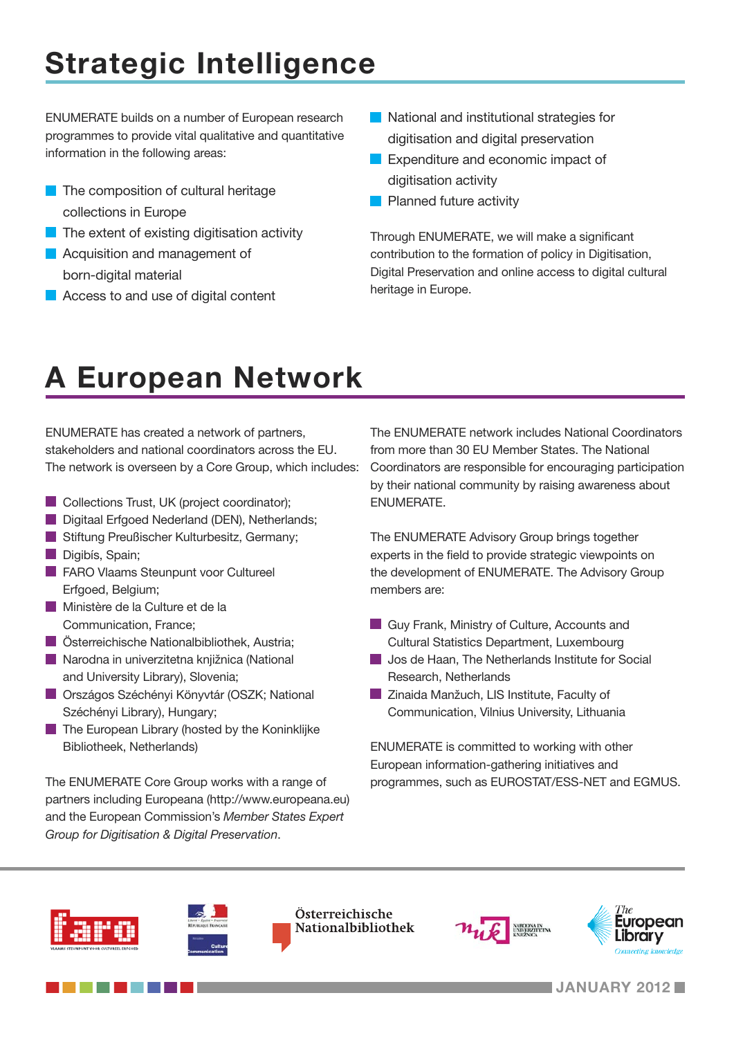# Strategic Intelligence

ENUMERATE builds on a number of European research programmes to provide vital qualitative and quantitative information in the following areas:

- The composition of cultural heritage collections in Europe
- The extent of existing digitisation activity
- Acquisition and management of born-digital material
- Access to and use of digital content
- National and institutional strategies for digitisation and digital preservation
- Expenditure and economic impact of digitisation activity
- Planned future activity

Through ENUMERATE, we will make a significant contribution to the formation of policy in Digitisation, Digital Preservation and online access to digital cultural heritage in Europe.

# A European Network

ENUMERATE has created a network of partners, stakeholders and national coordinators across the EU. The network is overseen by a Core Group, which includes:

- Collections Trust, UK (project coordinator);
- Digitaal Erfgoed Nederland (DEN), Netherlands;
- Stiftung Preußischer Kulturbesitz, Germany;
- Digibís, Spain;
- FARO Vlaams Steunpunt voor Cultureel Erfgoed, Belgium;
- Ministère de la Culture et de la Communication, France;
- Österreichische Nationalbibliothek, Austria;
- Narodna in univerzitetna knjižnica (National and University Library), Slovenia;
- Országos Széchényi Könyvtár (OSZK; National Széchényi Library), Hungary;
- The European Library (hosted by the Koninklijke Bibliotheek, Netherlands)

The ENUMERATE Core Group works with a range of partners including Europeana (http://www.europeana.eu) and the European Commission's *Member States Expert Group for Digitisation & Digital Preservation*.

The ENUMERATE network includes National Coordinators from more than 30 EU Member States. The National Coordinators are responsible for encouraging participation by their national community by raising awareness about ENUMERATE.

The ENUMERATE Advisory Group brings together experts in the field to provide strategic viewpoints on the development of ENUMERATE. The Advisory Group members are:

- Guy Frank, Ministry of Culture, Accounts and Cultural Statistics Department, Luxembourg
- Jos de Haan, The Netherlands Institute for Social Research, Netherlands
- Zinaida Manžuch, LIS Institute, Faculty of Communication, Vilnius University, Lithuania

ENUMERATE is committed to working with other European information-gathering initiatives and programmes, such as EUROSTAT/ESS-NET and EGMUS.

JANUARY 2012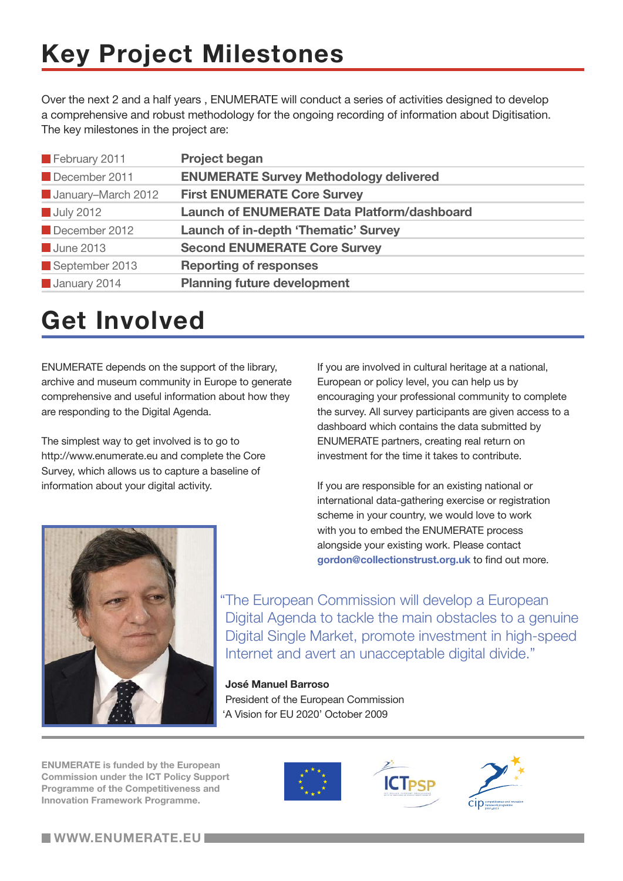# Key Project Milestones

Over the next 2 and a half years , ENUMERATE will conduct a series of activities designed to develop a comprehensive and robust methodology for the ongoing recording of information about Digitisation. The key milestones in the project are:

| | |
|---|---|
| February 2011 | **Project began** |
| December 2011 | **ENUMERATE Survey Methodology delivered** |
| January–March 2012 | **First ENUMERATE Core Survey** |
| July 2012 | **Launch of ENUMERATE Data Platform/dashboard** |
| December 2012 | **Launch of in-depth 'Thematic' Survey** |
| June 2013 | **Second ENUMERATE Core Survey** |
| September 2013 | **Reporting of responses** |
| January 2014 | **Planning future development** |

# Get Involved

ENUMERATE depends on the support of the library, archive and museum community in Europe to generate comprehensive and useful information about how they are responding to the Digital Agenda.

The simplest way to get involved is to go to http://www.enumerate.eu and complete the Core Survey, which allows us to capture a baseline of information about your digital activity.

If you are involved in cultural heritage at a national, European or policy level, you can help us by encouraging your professional community to complete the survey. All survey participants are given access to a dashboard which contains the data submitted by ENUMERATE partners, creating real return on investment for the time it takes to contribute.

If you are responsible for an existing national or international data-gathering exercise or registration scheme in your country, we would love to work with you to embed the ENUMERATE process alongside your existing work. Please contact **gordon@collectionstrust.org.uk** to find out more.

"The European Commission will develop a European Digital Agenda to tackle the main obstacles to a genuine Digital Single Market, promote investment in high-speed Internet and avert an unacceptable digital divide."

**José Manuel Barroso**
President of the European Commission
'A Vision for EU 2020' October 2009

**ENUMERATE is funded by the European Commission under the ICT Policy Support Programme of the Competitiveness and Innovation Framework Programme.**

**WWW.ENUMERATE.EU**